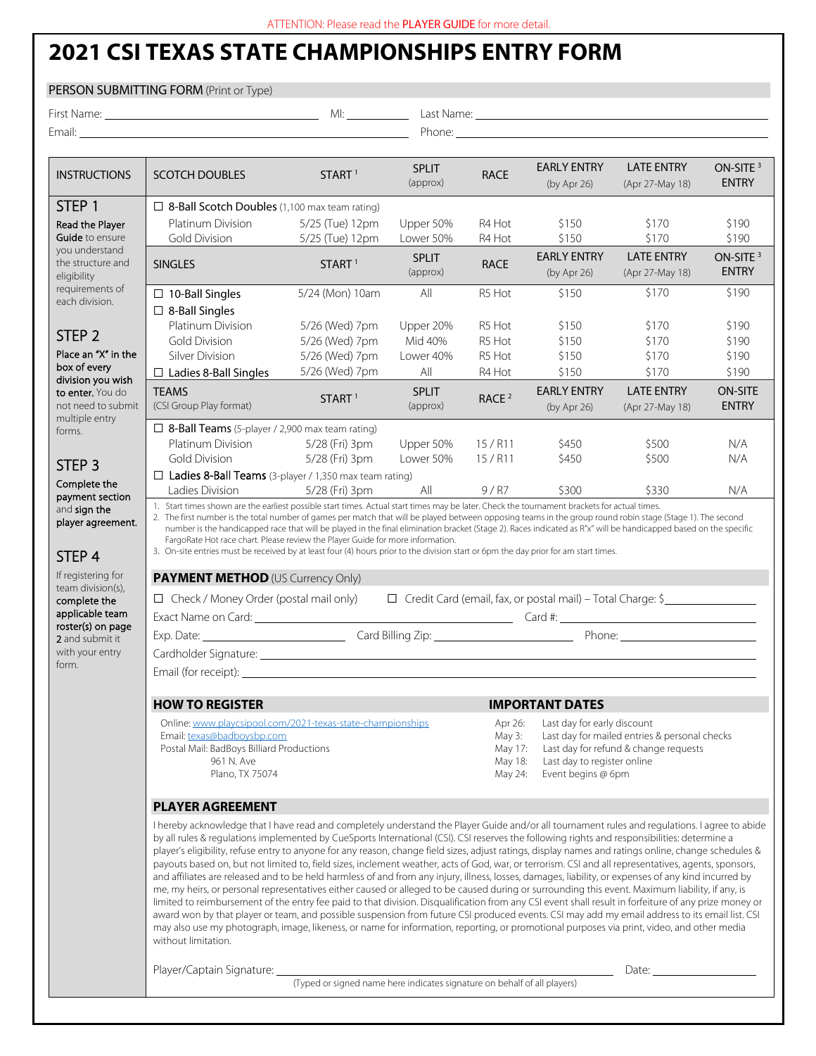ATTENTION: Please read the **PLAYER GUIDE** for more detail.

# 2021 CSI TEXAS STATE CHAMPIONSHIPS ENTRY FORM

## PERSON SUBMITTING FORM (Print or Type)

First Name: ______________________ MI: ________ Last Name: ______________________

Email: ______________________ Phone: ______________________

## INSTRUCTIONS

**STEP 1**
**Read the Player Guide** to ensure you understand the structure and eligibility requirements of each division.

**STEP 2**
**Place an "X" in the box of every division you wish to enter.** You do not need to submit multiple entry forms.

**STEP 3**
**Complete the payment section** and **sign the player agreement.**

**STEP 4**
If registering for team division(s), **complete the applicable team roster(s) on page 2** and submit it with your entry form.

| SCOTCH DOUBLES | START [1] | SPLIT (approx) | RACE | EARLY ENTRY (by Apr 26) | LATE ENTRY (Apr 27-May 18) | ON-SITE [3] ENTRY |
|---|---|---|---|---|---|---|
| ☐ 8-Ball Scotch Doubles (1,100 max team rating) | | | | | | |
| Platinum Division | 5/25 (Tue) 12pm | Upper 50% | R4 Hot | $150 | $170 | $190 |
| Gold Division | 5/25 (Tue) 12pm | Lower 50% | R4 Hot | $150 | $170 | $190 |
| **SINGLES** | **START [1]** | **SPLIT (approx)** | **RACE** | **EARLY ENTRY (by Apr 26)** | **LATE ENTRY (Apr 27-May 18)** | **ON-SITE [3] ENTRY** |
| ☐ 10-Ball Singles | 5/24 (Mon) 10am | All | R5 Hot | $150 | $170 | $190 |
| ☐ 8-Ball Singles | | | | | | |
| Platinum Division | 5/26 (Wed) 7pm | Upper 20% | R5 Hot | $150 | $170 | $190 |
| Gold Division | 5/26 (Wed) 7pm | Mid 40% | R5 Hot | $150 | $170 | $190 |
| Silver Division | 5/26 (Wed) 7pm | Lower 40% | R5 Hot | $150 | $170 | $190 |
| ☐ Ladies 8-Ball Singles | 5/26 (Wed) 7pm | All | R4 Hot | $150 | $170 | $190 |
| **TEAMS** (CSI Group Play format) | **START [1]** | **SPLIT (approx)** | **RACE [2]** | **EARLY ENTRY (by Apr 26)** | **LATE ENTRY (Apr 27-May 18)** | **ON-SITE ENTRY** |
| ☐ 8-Ball Teams (5-player / 2,900 max team rating) | | | | | | |
| Platinum Division | 5/28 (Fri) 3pm | Upper 50% | 15 / R11 | $450 | $500 | N/A |
| Gold Division | 5/28 (Fri) 3pm | Lower 50% | 15 / R11 | $450 | $500 | N/A |
| ☐ Ladies 8-Ball Teams (3-player / 1,350 max team rating) | | | | | | |
| Ladies Division | 5/28 (Fri) 3pm | All | 9 / R7 | $300 | $330 | N/A |

1. Start times shown are the earliest possible start times. Actual start times may be later. Check the tournament brackets for actual times.
2. The first number is the total number of games per match that will be played between opposing teams in the group round robin stage (Stage 1). The second number is the handicapped race that will be played in the final elimination bracket (Stage 2). Races indicated as R"x" will be handicapped based on the specific FargoRate Hot race chart. Please review the Player Guide for more information.
3. On-site entries must be received by at least four (4) hours prior to the division start or 6pm the day prior for am start times.

## PAYMENT METHOD (US Currency Only)

☐ Check / Money Order (postal mail only) ☐ Credit Card (email, fax, or postal mail) – Total Charge: $__________

Exact Name on Card: ______________________ Card #: ______________________

Exp. Date: __________ Card Billing Zip: __________ Phone: __________

Cardholder Signature: ______________________

Email (for receipt): ______________________

## HOW TO REGISTER

Online: www.playcsipool.com/2021-texas-state-championships
Email: texas@badboysbp.com
Postal Mail: BadBoys Billiard Productions
961 N. Ave
Plano, TX 75074

## IMPORTANT DATES

- Apr 26: Last day for early discount
- May 3: Last day for mailed entries & personal checks
- May 17: Last day for refund & change requests
- May 18: Last day to register online
- May 24: Event begins @ 6pm

## PLAYER AGREEMENT

I hereby acknowledge that I have read and completely understand the Player Guide and/or all tournament rules and regulations. I agree to abide by all rules & regulations implemented by CueSports International (CSI). CSI reserves the following rights and responsibilities: determine a player's eligibility, refuse entry to anyone for any reason, change field sizes, adjust ratings, display names and ratings online, change schedules & payouts based on, but not limited to, field sizes, inclement weather, acts of God, war, or terrorism. CSI and all representatives, agents, sponsors, and affiliates are released and to be held harmless of and from any injury, illness, losses, damages, liability, or expenses of any kind incurred by me, my heirs, or personal representatives either caused or alleged to be caused during or surrounding this event. Maximum liability, if any, is limited to reimbursement of the entry fee paid to that division. Disqualification from any CSI event shall result in forfeiture of any prize money or award won by that player or team, and possible suspension from future CSI produced events. CSI may add my email address to its email list. CSI may also use my photograph, image, likeness, or name for information, reporting, or promotional purposes via print, video, and other media without limitation.

Player/Captain Signature: ______________________ Date: __________
(Typed or signed name here indicates signature on behalf of all players)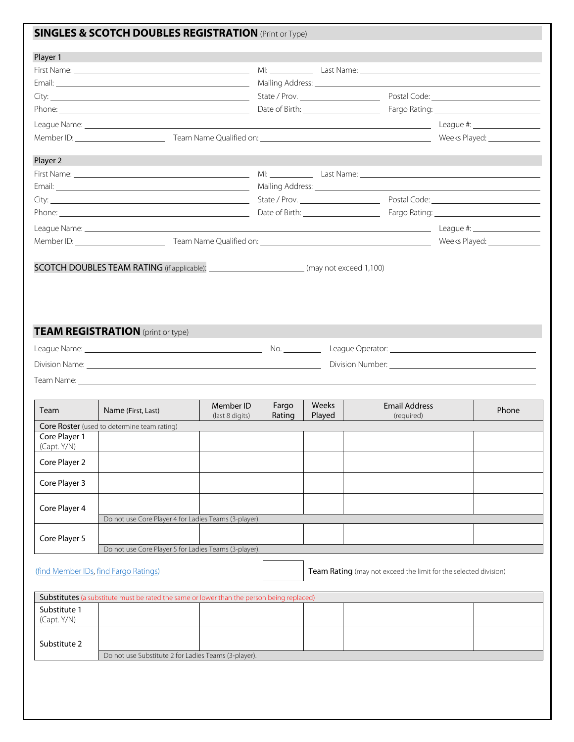## SINGLES & SCOTCH DOUBLES REGISTRATION (Print or Type)

**Player 1**

First Name: ____________________ MI: ______ Last Name: ____________________

Email: ____________________ Mailing Address: ____________________

City: ____________________ State / Prov. ____________ Postal Code: ____________

Phone: ____________________ Date of Birth: ____________ Fargo Rating: ____________

League Name: ____________________ League #: ____________

Member ID: ____________ Team Name Qualified on: ____________________ Weeks Played: ____________

**Player 2**

First Name: ____________________ MI: ______ Last Name: ____________________

Email: ____________________ Mailing Address: ____________________

City: ____________________ State / Prov. ____________ Postal Code: ____________

Phone: ____________________ Date of Birth: ____________ Fargo Rating: ____________

League Name: ____________________ League #: ____________

Member ID: ____________ Team Name Qualified on: ____________________ Weeks Played: ____________

SCOTCH DOUBLES TEAM RATING (if applicable): ____________ (may not exceed 1,100)

## TEAM REGISTRATION (print or type)

League Name: ____________________ No. ________ League Operator: ____________________

Division Name: ____________________ Division Number: ____________________

Team Name: ____________________

| Team | Name (First, Last) | Member ID (last 8 digits) | Fargo Rating | Weeks Played | Email Address (required) | Phone |
|---|---|---|---|---|---|---|
| Core Roster (used to determine team rating) | | | | | | |
| Core Player 1 (Capt. Y/N) | | | | | | |
| Core Player 2 | | | | | | |
| Core Player 3 | | | | | | |
| Core Player 4 | | | | | | |
| | Do not use Core Player 4 for Ladies Teams (3-player). | | | | | |
| Core Player 5 | | | | | | |
| | Do not use Core Player 5 for Ladies Teams (3-player). | | | | | |

(find Member IDs, find Fargo Ratings)

Team Rating (may not exceed the limit for the selected division)

| Substitutes (a substitute must be rated the same or lower than the person being replaced) | | | | | | |
|---|---|---|---|---|---|---|
| Substitute 1 (Capt. Y/N) | | | | | | |
| Substitute 2 | | | | | | |
| | Do not use Substitute 2 for Ladies Teams (3-player). | | | | | |